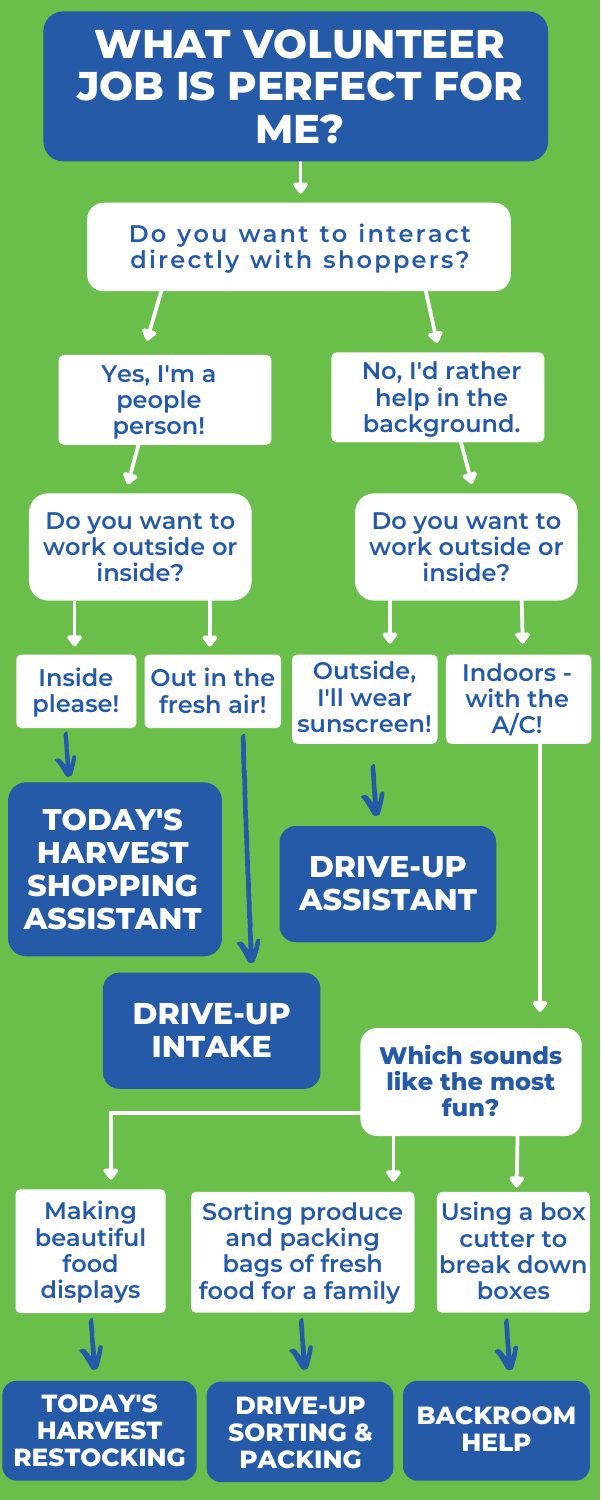# WHAT VOLUNTEER JOB IS PERFECT FOR ME?

**Do you want to interact directly with shoppers?**

- **Yes, I'm a people person!**
  - **Do you want to work outside or inside?**
    - **Inside please!** → **TODAY'S HARVEST SHOPPING ASSISTANT**
    - **Out in the fresh air!** → **DRIVE-UP INTAKE**
- **No, I'd rather help in the background.**
  - **Do you want to work outside or inside?**
    - **Outside, I'll wear sunscreen!** → **DRIVE-UP ASSISTANT**
    - **Indoors - with the A/C!**
      - **Which sounds like the most fun?**
        - **Making beautiful food displays** → **TODAY'S HARVEST RESTOCKING**
        - **Sorting produce and packing bags of fresh food for a family** → **DRIVE-UP SORTING & PACKING**
        - **Using a box cutter to break down boxes** → **BACKROOM HELP**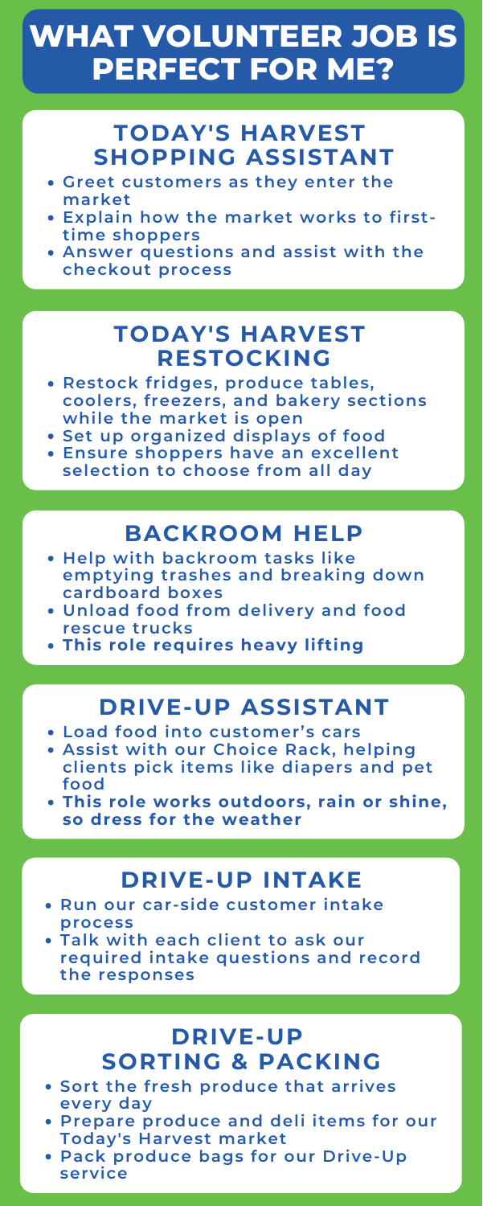# WHAT VOLUNTEER JOB IS PERFECT FOR ME?

## TODAY'S HARVEST SHOPPING ASSISTANT

- Greet customers as they enter the market
- Explain how the market works to first-time shoppers
- Answer questions and assist with the checkout process

## TODAY'S HARVEST RESTOCKING

- Restock fridges, produce tables, coolers, freezers, and bakery sections while the market is open
- Set up organized displays of food
- Ensure shoppers have an excellent selection to choose from all day

## BACKROOM HELP

- Help with backroom tasks like emptying trashes and breaking down cardboard boxes
- Unload food from delivery and food rescue trucks
- **This role requires heavy lifting**

## DRIVE-UP ASSISTANT

- Load food into customer's cars
- Assist with our Choice Rack, helping clients pick items like diapers and pet food
- **This role works outdoors, rain or shine, so dress for the weather**

## DRIVE-UP INTAKE

- Run our car-side customer intake process
- Talk with each client to ask our required intake questions and record the responses

## DRIVE-UP SORTING & PACKING

- Sort the fresh produce that arrives every day
- Prepare produce and deli items for our Today's Harvest market
- Pack produce bags for our Drive-Up service